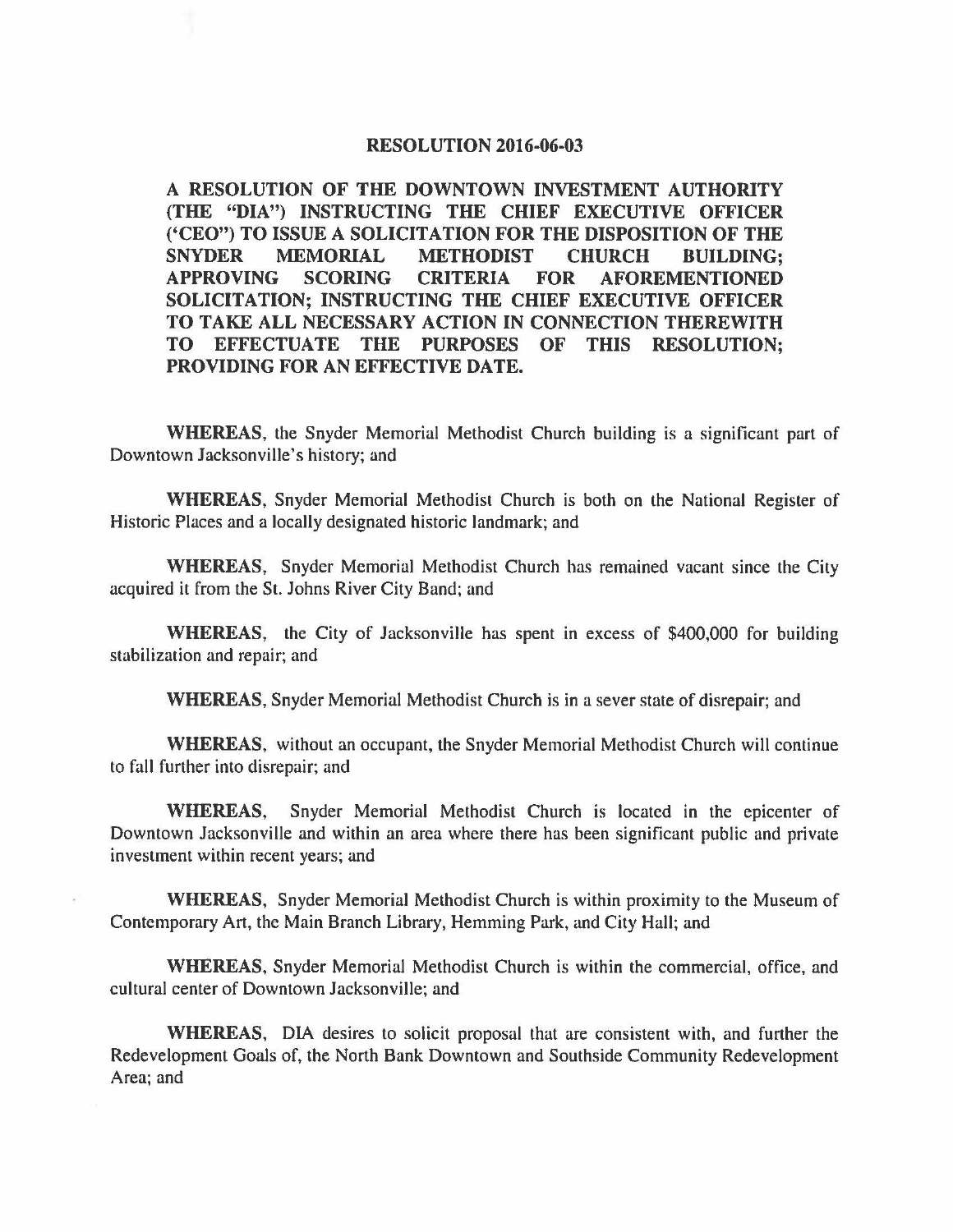# RESOLUTION 2016-06-03

**A RESOLUTION OF THE DOWNTOWN INVESTMENT AUTHORITY (THE "DIA") INSTRUCTING THE CHIEF EXECUTIVE OFFICER ('CEO") TO ISSUE A SOLICITATION FOR THE DISPOSITION OF THE SNYDER MEMORIAL METHODIST CHURCH BUILDING; APPROVING SCORING CRITERIA FOR AFOREMENTIONED SOLICITATION; INSTRUCTING THE CHIEF EXECUTIVE OFFICER TO TAKE ALL NECESSARY ACTION IN CONNECTION THEREWITH TO EFFECTUATE THE PURPOSES OF THIS RESOLUTION; PROVIDING FOR AN EFFECTIVE DATE.**

**WHEREAS**, the Snyder Memorial Methodist Church building is a significant part of Downtown Jacksonville's history; and

**WHEREAS**, Snyder Memorial Methodist Church is both on the National Register of Historic Places and a locally designated historic landmark; and

**WHEREAS**, Snyder Memorial Methodist Church has remained vacant since the City acquired it from the St. Johns River City Band; and

**WHEREAS**, the City of Jacksonville has spent in excess of $400,000 for building stabilization and repair; and

**WHEREAS**, Snyder Memorial Methodist Church is in a sever state of disrepair; and

**WHEREAS**, without an occupant, the Snyder Memorial Methodist Church will continue to fall further into disrepair; and

**WHEREAS**, Snyder Memorial Methodist Church is located in the epicenter of Downtown Jacksonville and within an area where there has been significant public and private investment within recent years; and

**WHEREAS**, Snyder Memorial Methodist Church is within proximity to the Museum of Contemporary Art, the Main Branch Library, Hemming Park, and City Hall; and

**WHEREAS**, Snyder Memorial Methodist Church is within the commercial, office, and cultural center of Downtown Jacksonville; and

**WHEREAS**, DIA desires to solicit proposal that are consistent with, and further the Redevelopment Goals of, the North Bank Downtown and Southside Community Redevelopment Area; and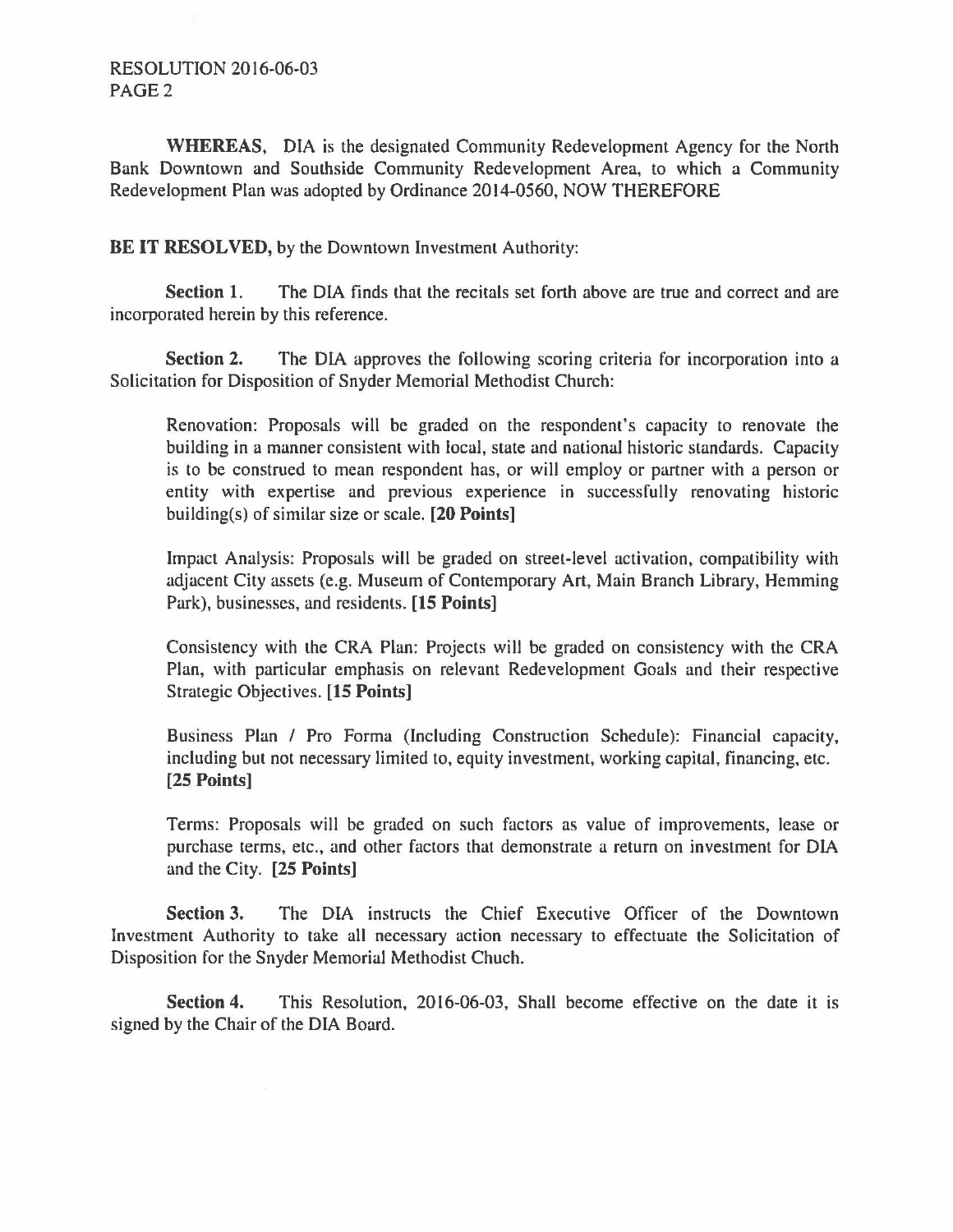**WHEREAS**, DIA is the designated Community Redevelopment Agency for the North Bank Downtown and Southside Community Redevelopment Area, to which a Community Redevelopment Plan was adopted by Ordinance 2014-0560, NOW THEREFORE

**BE IT RESOLVED,** by the Downtown Investment Authority:

**Section 1.** The DIA finds that the recitals set forth above are true and correct and are incorporated herein by this reference.

**Section 2.** The DIA approves the following scoring criteria for incorporation into a Solicitation for Disposition of Snyder Memorial Methodist Church:

Renovation: Proposals will be graded on the respondent's capacity to renovate the building in a manner consistent with local, state and national historic standards. Capacity is to be construed to mean respondent has, or will employ or partner with a person or entity with expertise and previous experience in successfully renovating historic building(s) of similar size or scale. **[20 Points]**

Impact Analysis: Proposals will be graded on street-level activation, compatibility with adjacent City assets (e.g. Museum of Contemporary Art, Main Branch Library, Hemming Park), businesses, and residents. **[15 Points]**

Consistency with the CRA Plan: Projects will be graded on consistency with the CRA Plan, with particular emphasis on relevant Redevelopment Goals and their respective Strategic Objectives. **[15 Points]**

Business Plan / Pro Forma (Including Construction Schedule): Financial capacity, including but not necessary limited to, equity investment, working capital, financing, etc. **[25 Points]**

Terms: Proposals will be graded on such factors as value of improvements, lease or purchase terms, etc., and other factors that demonstrate a return on investment for DIA and the City. **[25 Points]**

**Section 3.** The DIA instructs the Chief Executive Officer of the Downtown Investment Authority to take all necessary action necessary to effectuate the Solicitation of Disposition for the Snyder Memorial Methodist Chuch.

**Section 4.** This Resolution, 2016-06-03, Shall become effective on the date it is signed by the Chair of the DIA Board.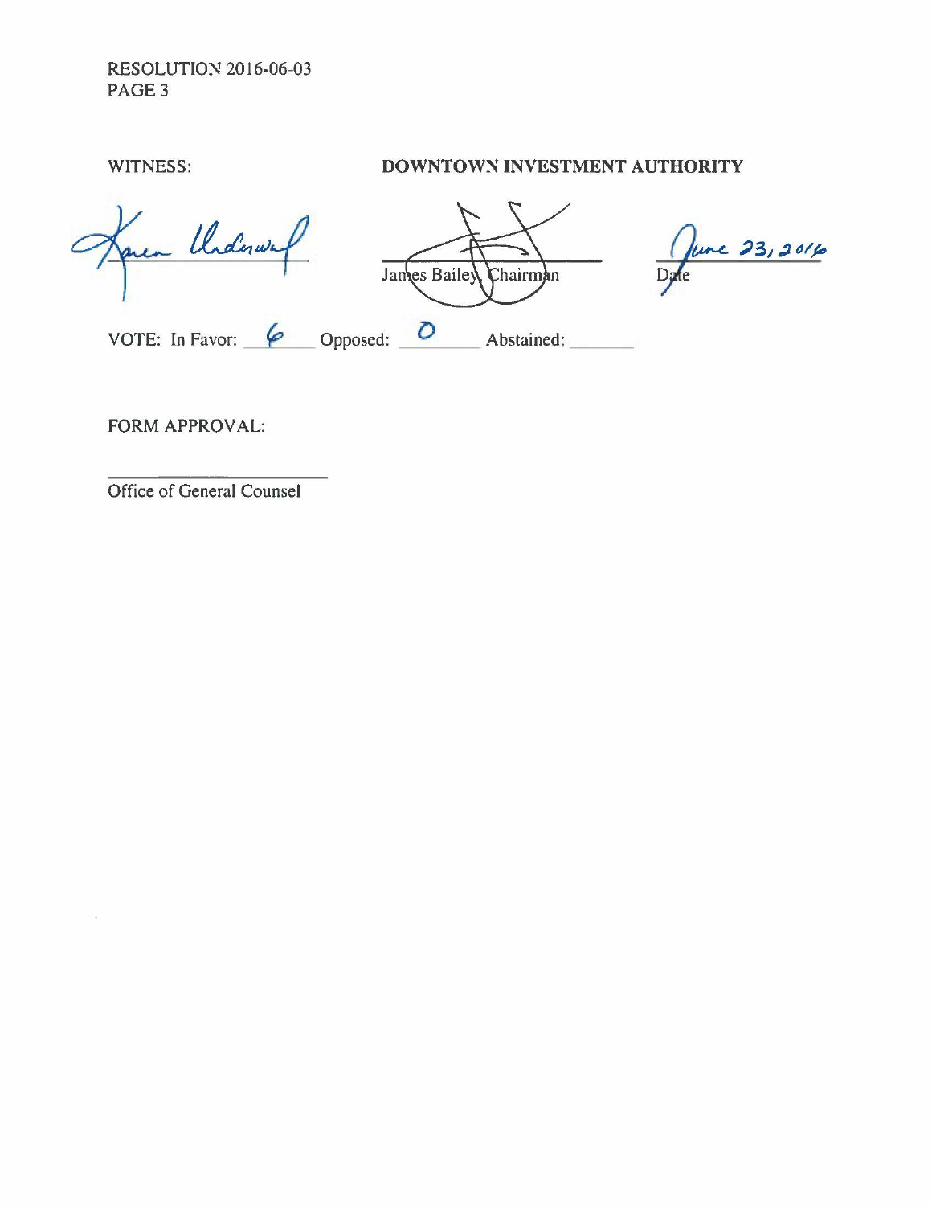RESOLUTION 2016-06-03
PAGE 3

WITNESS: **DOWNTOWN INVESTMENT AUTHORITY**

Karen Underwood

_______________________
James Bailey, Chairman

June 23, 2016
_______________________
Date

VOTE: In Favor: 6 Opposed: 0 Abstained: _______

FORM APPROVAL:

_______________________
Office of General Counsel